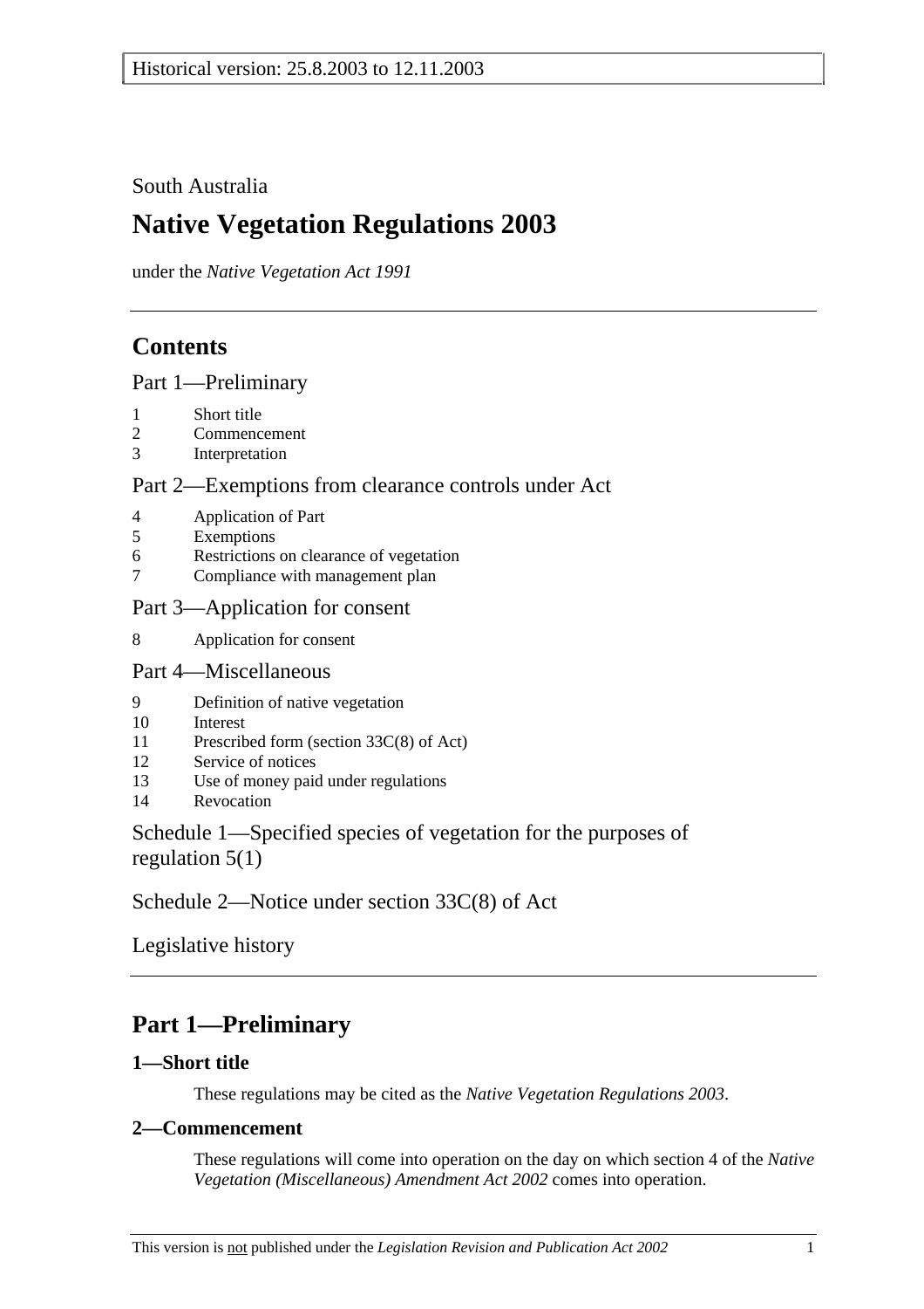Historical version: 25.8.2003 to 12.11.2003

South Australia

# Native Vegetation Regulations 2003

under the *Native Vegetation Act 1991*

## Contents

Part 1—Preliminary

1 Short title
2 Commencement
3 Interpretation

Part 2—Exemptions from clearance controls under Act

4 Application of Part
5 Exemptions
6 Restrictions on clearance of vegetation
7 Compliance with management plan

Part 3—Application for consent

8 Application for consent

Part 4—Miscellaneous

9 Definition of native vegetation
10 Interest
11 Prescribed form (section 33C(8) of Act)
12 Service of notices
13 Use of money paid under regulations
14 Revocation

Schedule 1—Specified species of vegetation for the purposes of regulation 5(1)

Schedule 2—Notice under section 33C(8) of Act

Legislative history

## Part 1—Preliminary

### 1—Short title

These regulations may be cited as the *Native Vegetation Regulations 2003*.

### 2—Commencement

These regulations will come into operation on the day on which section 4 of the *Native Vegetation (Miscellaneous) Amendment Act 2002* comes into operation.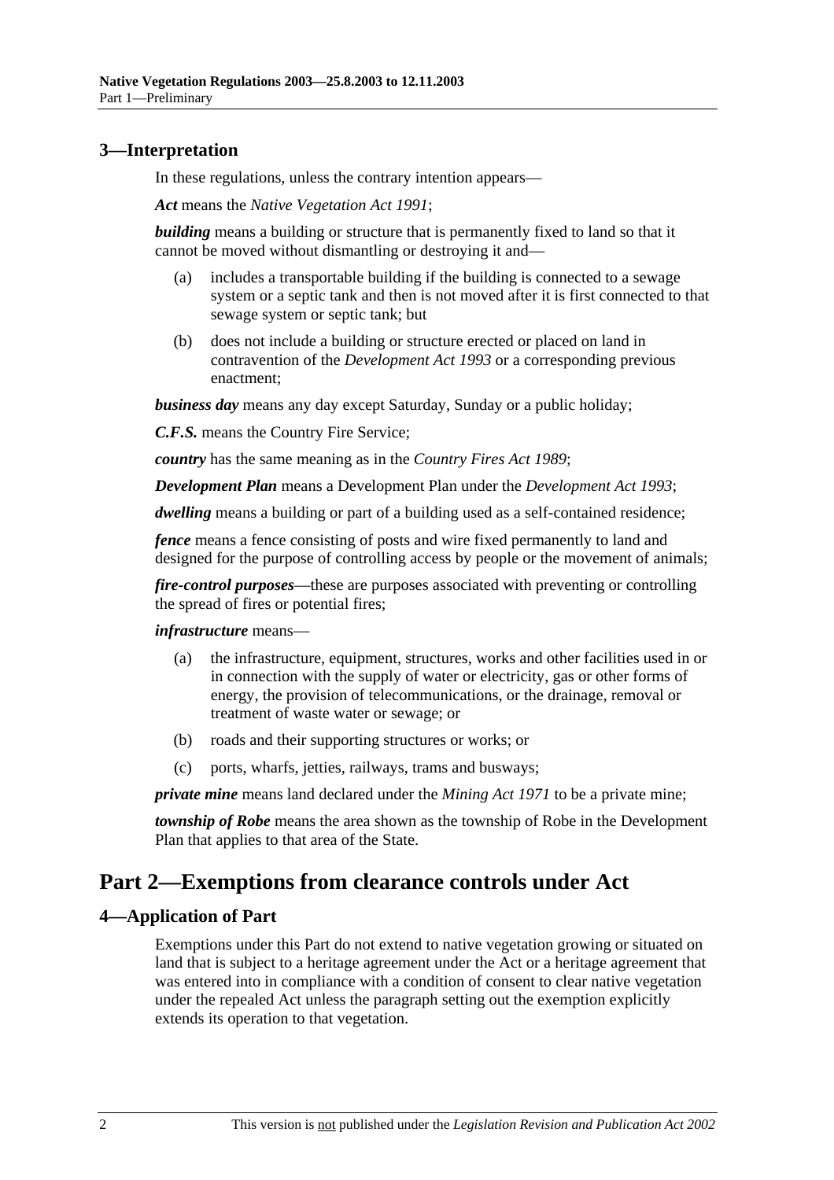## 3—Interpretation

In these regulations, unless the contrary intention appears—

***Act*** means the *Native Vegetation Act 1991*;

***building*** means a building or structure that is permanently fixed to land so that it cannot be moved without dismantling or destroying it and—

(a) includes a transportable building if the building is connected to a sewage system or a septic tank and then is not moved after it is first connected to that sewage system or septic tank; but

(b) does not include a building or structure erected or placed on land in contravention of the *Development Act 1993* or a corresponding previous enactment;

***business day*** means any day except Saturday, Sunday or a public holiday;

***C.F.S.*** means the Country Fire Service;

***country*** has the same meaning as in the *Country Fires Act 1989*;

***Development Plan*** means a Development Plan under the *Development Act 1993*;

***dwelling*** means a building or part of a building used as a self-contained residence;

***fence*** means a fence consisting of posts and wire fixed permanently to land and designed for the purpose of controlling access by people or the movement of animals;

***fire-control purposes***—these are purposes associated with preventing or controlling the spread of fires or potential fires;

***infrastructure*** means—

(a) the infrastructure, equipment, structures, works and other facilities used in or in connection with the supply of water or electricity, gas or other forms of energy, the provision of telecommunications, or the drainage, removal or treatment of waste water or sewage; or

(b) roads and their supporting structures or works; or

(c) ports, wharfs, jetties, railways, trams and busways;

***private mine*** means land declared under the *Mining Act 1971* to be a private mine;

***township of Robe*** means the area shown as the township of Robe in the Development Plan that applies to that area of the State.

# Part 2—Exemptions from clearance controls under Act

## 4—Application of Part

Exemptions under this Part do not extend to native vegetation growing or situated on land that is subject to a heritage agreement under the Act or a heritage agreement that was entered into in compliance with a condition of consent to clear native vegetation under the repealed Act unless the paragraph setting out the exemption explicitly extends its operation to that vegetation.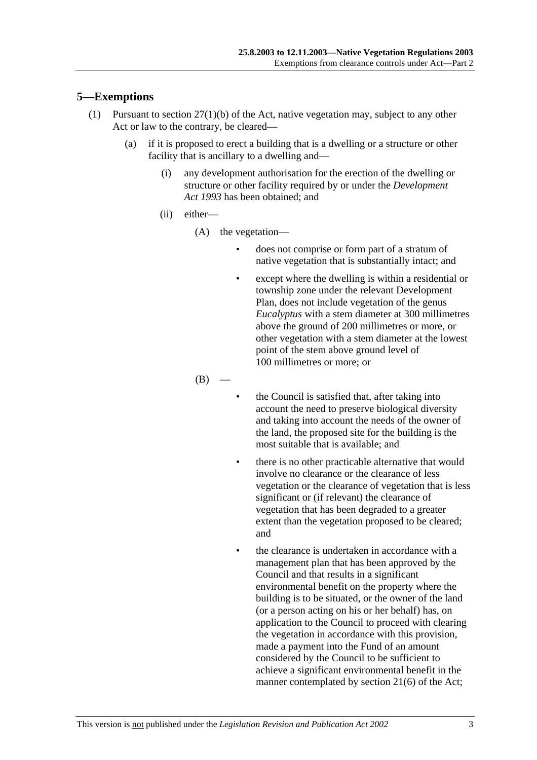## 5—Exemptions

(1) Pursuant to section 27(1)(b) of the Act, native vegetation may, subject to any other Act or law to the contrary, be cleared—

(a) if it is proposed to erect a building that is a dwelling or a structure or other facility that is ancillary to a dwelling and—

(i) any development authorisation for the erection of the dwelling or structure or other facility required by or under the *Development Act 1993* has been obtained; and

(ii) either—

(A) the vegetation—

- does not comprise or form part of a stratum of native vegetation that is substantially intact; and
- except where the dwelling is within a residential or township zone under the relevant Development Plan, does not include vegetation of the genus *Eucalyptus* with a stem diameter at 300 millimetres above the ground of 200 millimetres or more, or other vegetation with a stem diameter at the lowest point of the stem above ground level of 100 millimetres or more; or

(B) —

- the Council is satisfied that, after taking into account the need to preserve biological diversity and taking into account the needs of the owner of the land, the proposed site for the building is the most suitable that is available; and
- there is no other practicable alternative that would involve no clearance or the clearance of less vegetation or the clearance of vegetation that is less significant or (if relevant) the clearance of vegetation that has been degraded to a greater extent than the vegetation proposed to be cleared; and
- the clearance is undertaken in accordance with a management plan that has been approved by the Council and that results in a significant environmental benefit on the property where the building is to be situated, or the owner of the land (or a person acting on his or her behalf) has, on application to the Council to proceed with clearing the vegetation in accordance with this provision, made a payment into the Fund of an amount considered by the Council to be sufficient to achieve a significant environmental benefit in the manner contemplated by section 21(6) of the Act;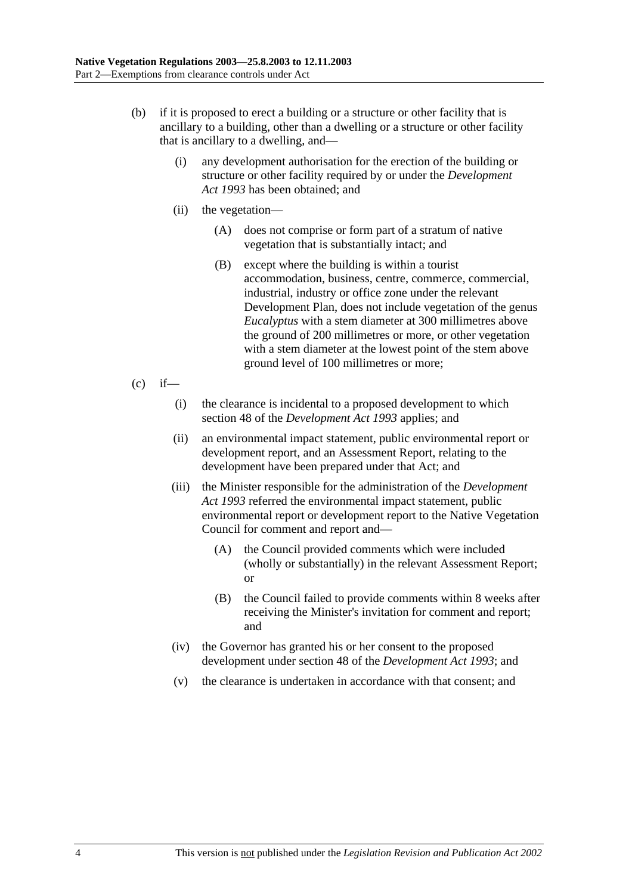(b) if it is proposed to erect a building or a structure or other facility that is ancillary to a building, other than a dwelling or a structure or other facility that is ancillary to a dwelling, and—

  (i) any development authorisation for the erection of the building or structure or other facility required by or under the *Development Act 1993* has been obtained; and

  (ii) the vegetation—

    (A) does not comprise or form part of a stratum of native vegetation that is substantially intact; and

    (B) except where the building is within a tourist accommodation, business, centre, commerce, commercial, industrial, industry or office zone under the relevant Development Plan, does not include vegetation of the genus *Eucalyptus* with a stem diameter at 300 millimetres above the ground of 200 millimetres or more, or other vegetation with a stem diameter at the lowest point of the stem above ground level of 100 millimetres or more;

(c) if—

  (i) the clearance is incidental to a proposed development to which section 48 of the *Development Act 1993* applies; and

  (ii) an environmental impact statement, public environmental report or development report, and an Assessment Report, relating to the development have been prepared under that Act; and

  (iii) the Minister responsible for the administration of the *Development Act 1993* referred the environmental impact statement, public environmental report or development report to the Native Vegetation Council for comment and report and—

    (A) the Council provided comments which were included (wholly or substantially) in the relevant Assessment Report; or

    (B) the Council failed to provide comments within 8 weeks after receiving the Minister's invitation for comment and report; and

  (iv) the Governor has granted his or her consent to the proposed development under section 48 of the *Development Act 1993*; and

  (v) the clearance is undertaken in accordance with that consent; and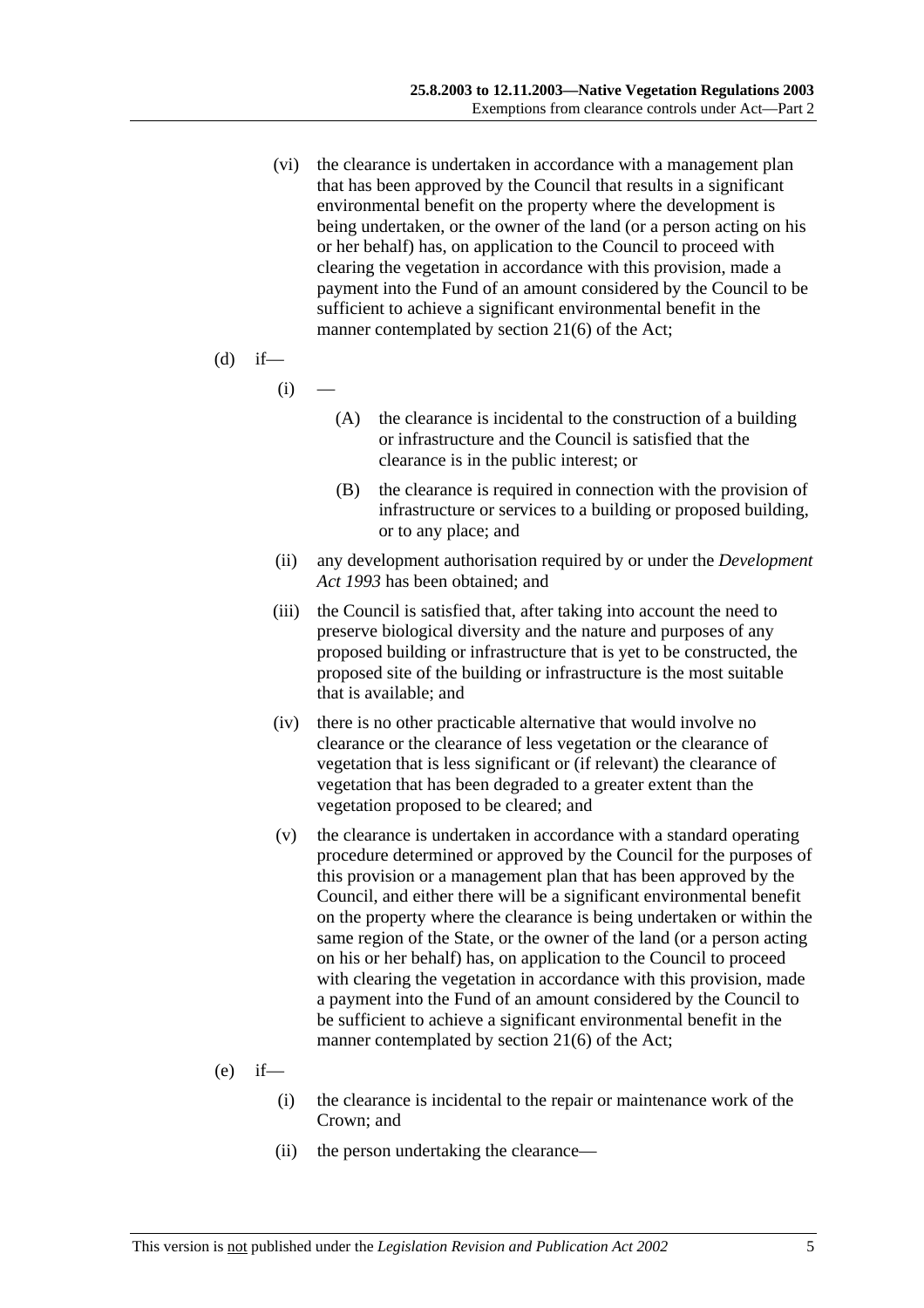(vi) the clearance is undertaken in accordance with a management plan that has been approved by the Council that results in a significant environmental benefit on the property where the development is being undertaken, or the owner of the land (or a person acting on his or her behalf) has, on application to the Council to proceed with clearing the vegetation in accordance with this provision, made a payment into the Fund of an amount considered by the Council to be sufficient to achieve a significant environmental benefit in the manner contemplated by section 21(6) of the Act;

(d) if—

(i) —

(A) the clearance is incidental to the construction of a building or infrastructure and the Council is satisfied that the clearance is in the public interest; or

(B) the clearance is required in connection with the provision of infrastructure or services to a building or proposed building, or to any place; and

(ii) any development authorisation required by or under the *Development Act 1993* has been obtained; and

(iii) the Council is satisfied that, after taking into account the need to preserve biological diversity and the nature and purposes of any proposed building or infrastructure that is yet to be constructed, the proposed site of the building or infrastructure is the most suitable that is available; and

(iv) there is no other practicable alternative that would involve no clearance or the clearance of less vegetation or the clearance of vegetation that is less significant or (if relevant) the clearance of vegetation that has been degraded to a greater extent than the vegetation proposed to be cleared; and

(v) the clearance is undertaken in accordance with a standard operating procedure determined or approved by the Council for the purposes of this provision or a management plan that has been approved by the Council, and either there will be a significant environmental benefit on the property where the clearance is being undertaken or within the same region of the State, or the owner of the land (or a person acting on his or her behalf) has, on application to the Council to proceed with clearing the vegetation in accordance with this provision, made a payment into the Fund of an amount considered by the Council to be sufficient to achieve a significant environmental benefit in the manner contemplated by section 21(6) of the Act;

(e) if—

(i) the clearance is incidental to the repair or maintenance work of the Crown; and

(ii) the person undertaking the clearance—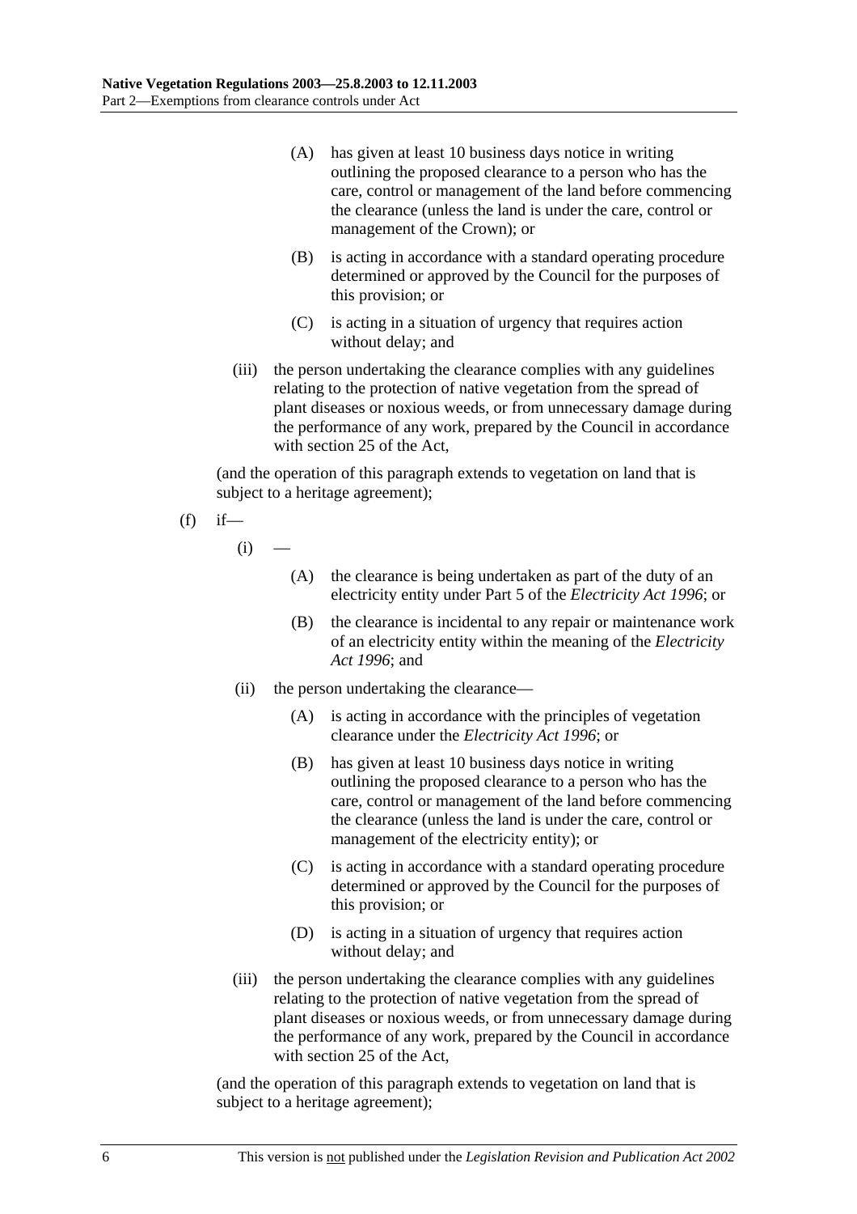(A) has given at least 10 business days notice in writing outlining the proposed clearance to a person who has the care, control or management of the land before commencing the clearance (unless the land is under the care, control or management of the Crown); or

(B) is acting in accordance with a standard operating procedure determined or approved by the Council for the purposes of this provision; or

(C) is acting in a situation of urgency that requires action without delay; and

(iii) the person undertaking the clearance complies with any guidelines relating to the protection of native vegetation from the spread of plant diseases or noxious weeds, or from unnecessary damage during the performance of any work, prepared by the Council in accordance with section 25 of the Act,

(and the operation of this paragraph extends to vegetation on land that is subject to a heritage agreement);

(f) if—

(i) —

(A) the clearance is being undertaken as part of the duty of an electricity entity under Part 5 of the *Electricity Act 1996*; or

(B) the clearance is incidental to any repair or maintenance work of an electricity entity within the meaning of the *Electricity Act 1996*; and

(ii) the person undertaking the clearance—

(A) is acting in accordance with the principles of vegetation clearance under the *Electricity Act 1996*; or

(B) has given at least 10 business days notice in writing outlining the proposed clearance to a person who has the care, control or management of the land before commencing the clearance (unless the land is under the care, control or management of the electricity entity); or

(C) is acting in accordance with a standard operating procedure determined or approved by the Council for the purposes of this provision; or

(D) is acting in a situation of urgency that requires action without delay; and

(iii) the person undertaking the clearance complies with any guidelines relating to the protection of native vegetation from the spread of plant diseases or noxious weeds, or from unnecessary damage during the performance of any work, prepared by the Council in accordance with section 25 of the Act,

(and the operation of this paragraph extends to vegetation on land that is subject to a heritage agreement);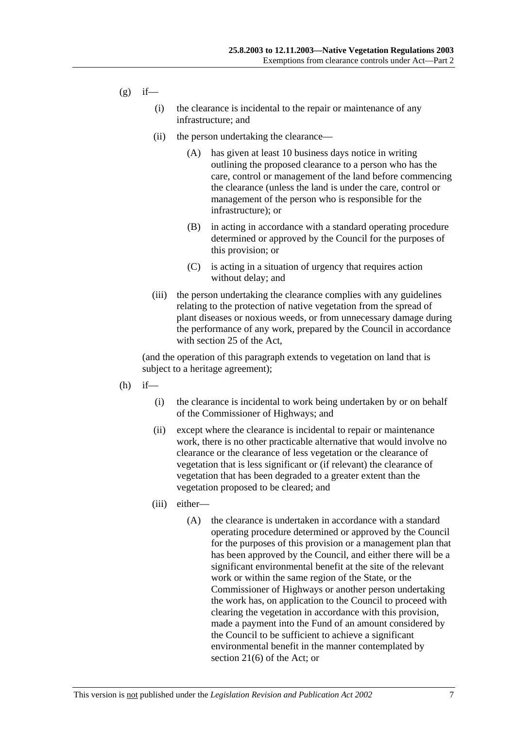(g) if—

 (i) the clearance is incidental to the repair or maintenance of any infrastructure; and

 (ii) the person undertaking the clearance—

  (A) has given at least 10 business days notice in writing outlining the proposed clearance to a person who has the care, control or management of the land before commencing the clearance (unless the land is under the care, control or management of the person who is responsible for the infrastructure); or

  (B) in acting in accordance with a standard operating procedure determined or approved by the Council for the purposes of this provision; or

  (C) is acting in a situation of urgency that requires action without delay; and

 (iii) the person undertaking the clearance complies with any guidelines relating to the protection of native vegetation from the spread of plant diseases or noxious weeds, or from unnecessary damage during the performance of any work, prepared by the Council in accordance with section 25 of the Act,

(and the operation of this paragraph extends to vegetation on land that is subject to a heritage agreement);

(h) if—

 (i) the clearance is incidental to work being undertaken by or on behalf of the Commissioner of Highways; and

 (ii) except where the clearance is incidental to repair or maintenance work, there is no other practicable alternative that would involve no clearance or the clearance of less vegetation or the clearance of vegetation that is less significant or (if relevant) the clearance of vegetation that has been degraded to a greater extent than the vegetation proposed to be cleared; and

 (iii) either—

  (A) the clearance is undertaken in accordance with a standard operating procedure determined or approved by the Council for the purposes of this provision or a management plan that has been approved by the Council, and either there will be a significant environmental benefit at the site of the relevant work or within the same region of the State, or the Commissioner of Highways or another person undertaking the work has, on application to the Council to proceed with clearing the vegetation in accordance with this provision, made a payment into the Fund of an amount considered by the Council to be sufficient to achieve a significant environmental benefit in the manner contemplated by section 21(6) of the Act; or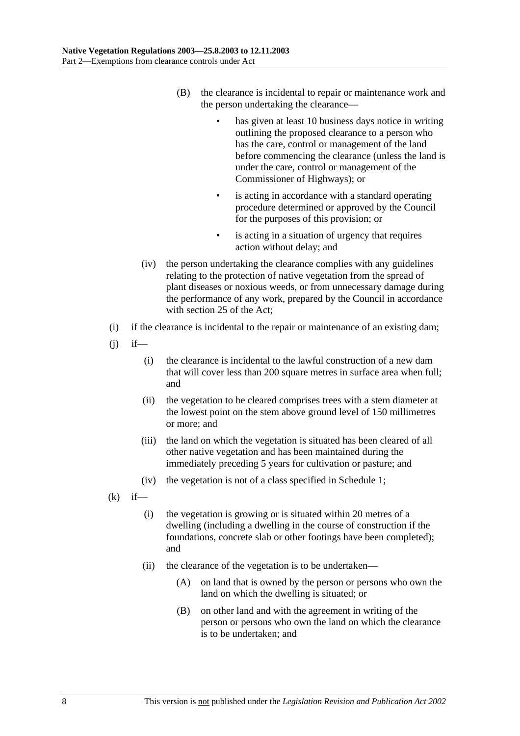(B) the clearance is incidental to repair or maintenance work and the person undertaking the clearance—

- has given at least 10 business days notice in writing outlining the proposed clearance to a person who has the care, control or management of the land before commencing the clearance (unless the land is under the care, control or management of the Commissioner of Highways); or
- is acting in accordance with a standard operating procedure determined or approved by the Council for the purposes of this provision; or
- is acting in a situation of urgency that requires action without delay; and

(iv) the person undertaking the clearance complies with any guidelines relating to the protection of native vegetation from the spread of plant diseases or noxious weeds, or from unnecessary damage during the performance of any work, prepared by the Council in accordance with section 25 of the Act;

(i) if the clearance is incidental to the repair or maintenance of an existing dam;

(j) if—

(i) the clearance is incidental to the lawful construction of a new dam that will cover less than 200 square metres in surface area when full; and

(ii) the vegetation to be cleared comprises trees with a stem diameter at the lowest point on the stem above ground level of 150 millimetres or more; and

(iii) the land on which the vegetation is situated has been cleared of all other native vegetation and has been maintained during the immediately preceding 5 years for cultivation or pasture; and

(iv) the vegetation is not of a class specified in Schedule 1;

(k) if—

(i) the vegetation is growing or is situated within 20 metres of a dwelling (including a dwelling in the course of construction if the foundations, concrete slab or other footings have been completed); and

(ii) the clearance of the vegetation is to be undertaken—

(A) on land that is owned by the person or persons who own the land on which the dwelling is situated; or

(B) on other land and with the agreement in writing of the person or persons who own the land on which the clearance is to be undertaken; and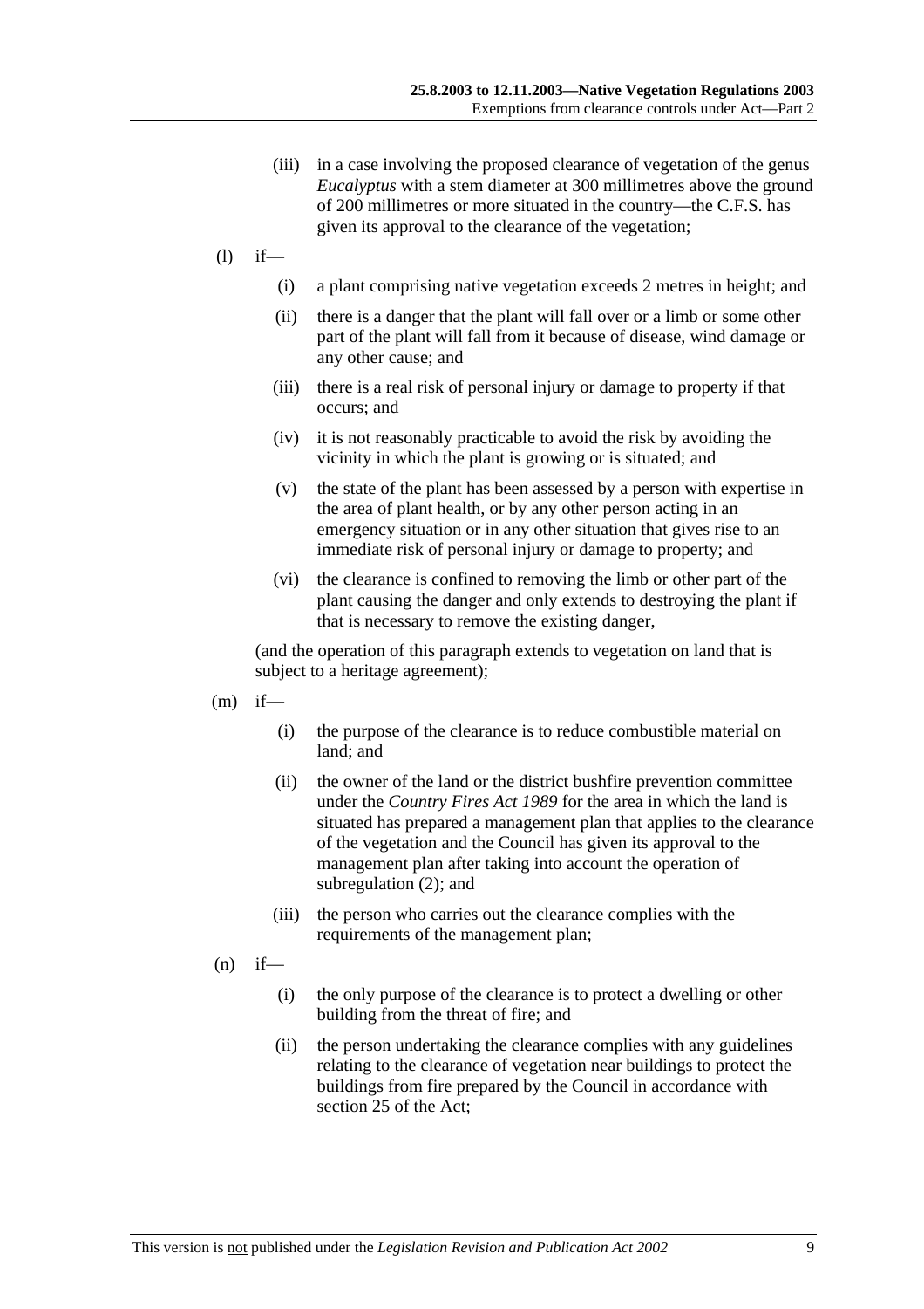(iii) in a case involving the proposed clearance of vegetation of the genus *Eucalyptus* with a stem diameter at 300 millimetres above the ground of 200 millimetres or more situated in the country—the C.F.S. has given its approval to the clearance of the vegetation;

(l) if—

   (i) a plant comprising native vegetation exceeds 2 metres in height; and

   (ii) there is a danger that the plant will fall over or a limb or some other part of the plant will fall from it because of disease, wind damage or any other cause; and

   (iii) there is a real risk of personal injury or damage to property if that occurs; and

   (iv) it is not reasonably practicable to avoid the risk by avoiding the vicinity in which the plant is growing or is situated; and

   (v) the state of the plant has been assessed by a person with expertise in the area of plant health, or by any other person acting in an emergency situation or in any other situation that gives rise to an immediate risk of personal injury or damage to property; and

   (vi) the clearance is confined to removing the limb or other part of the plant causing the danger and only extends to destroying the plant if that is necessary to remove the existing danger,

(and the operation of this paragraph extends to vegetation on land that is subject to a heritage agreement);

(m) if—

   (i) the purpose of the clearance is to reduce combustible material on land; and

   (ii) the owner of the land or the district bushfire prevention committee under the *Country Fires Act 1989* for the area in which the land is situated has prepared a management plan that applies to the clearance of the vegetation and the Council has given its approval to the management plan after taking into account the operation of subregulation (2); and

   (iii) the person who carries out the clearance complies with the requirements of the management plan;

(n) if—

   (i) the only purpose of the clearance is to protect a dwelling or other building from the threat of fire; and

   (ii) the person undertaking the clearance complies with any guidelines relating to the clearance of vegetation near buildings to protect the buildings from fire prepared by the Council in accordance with section 25 of the Act;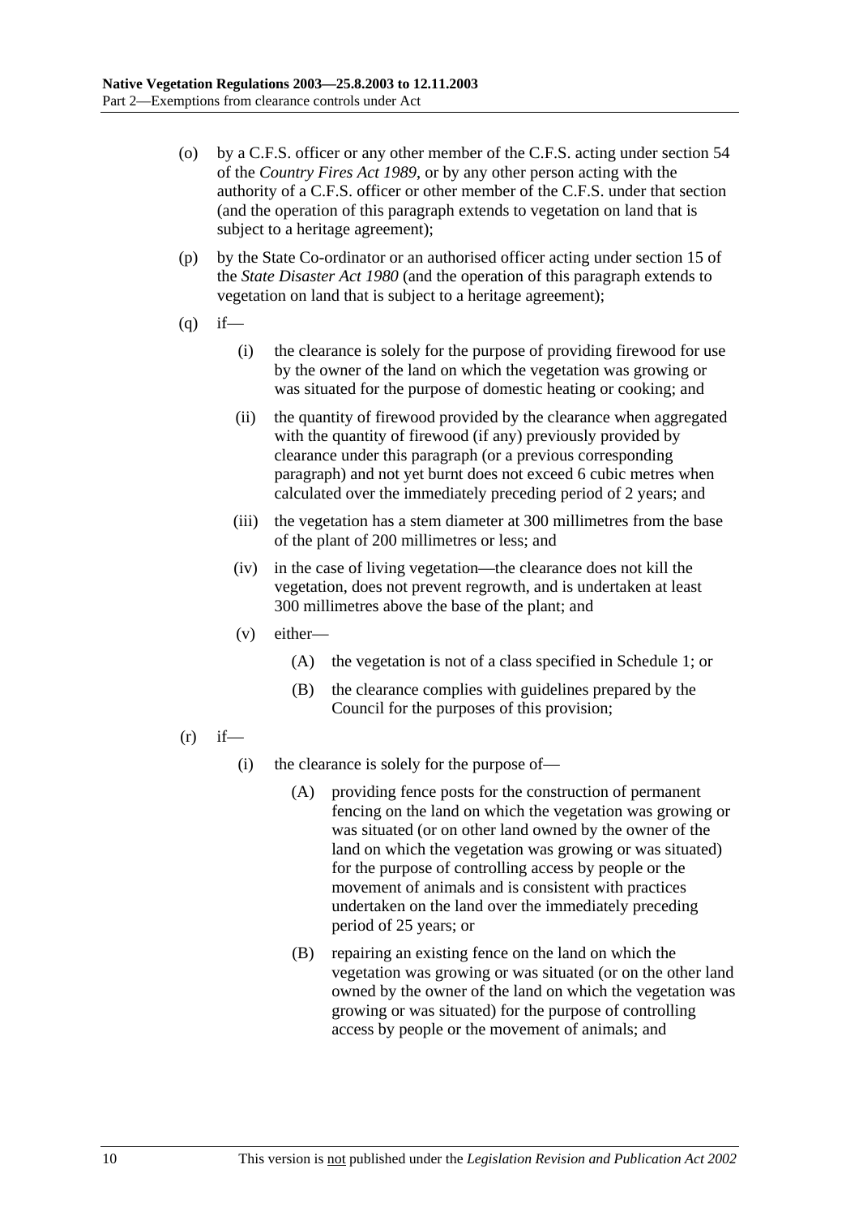(o) by a C.F.S. officer or any other member of the C.F.S. acting under section 54 of the *Country Fires Act 1989*, or by any other person acting with the authority of a C.F.S. officer or other member of the C.F.S. under that section (and the operation of this paragraph extends to vegetation on land that is subject to a heritage agreement);

(p) by the State Co-ordinator or an authorised officer acting under section 15 of the *State Disaster Act 1980* (and the operation of this paragraph extends to vegetation on land that is subject to a heritage agreement);

(q) if—

  (i) the clearance is solely for the purpose of providing firewood for use by the owner of the land on which the vegetation was growing or was situated for the purpose of domestic heating or cooking; and

  (ii) the quantity of firewood provided by the clearance when aggregated with the quantity of firewood (if any) previously provided by clearance under this paragraph (or a previous corresponding paragraph) and not yet burnt does not exceed 6 cubic metres when calculated over the immediately preceding period of 2 years; and

  (iii) the vegetation has a stem diameter at 300 millimetres from the base of the plant of 200 millimetres or less; and

  (iv) in the case of living vegetation—the clearance does not kill the vegetation, does not prevent regrowth, and is undertaken at least 300 millimetres above the base of the plant; and

  (v) either—

    (A) the vegetation is not of a class specified in Schedule 1; or

    (B) the clearance complies with guidelines prepared by the Council for the purposes of this provision;

(r) if—

  (i) the clearance is solely for the purpose of—

    (A) providing fence posts for the construction of permanent fencing on the land on which the vegetation was growing or was situated (or on other land owned by the owner of the land on which the vegetation was growing or was situated) for the purpose of controlling access by people or the movement of animals and is consistent with practices undertaken on the land over the immediately preceding period of 25 years; or

    (B) repairing an existing fence on the land on which the vegetation was growing or was situated (or on the other land owned by the owner of the land on which the vegetation was growing or was situated) for the purpose of controlling access by people or the movement of animals; and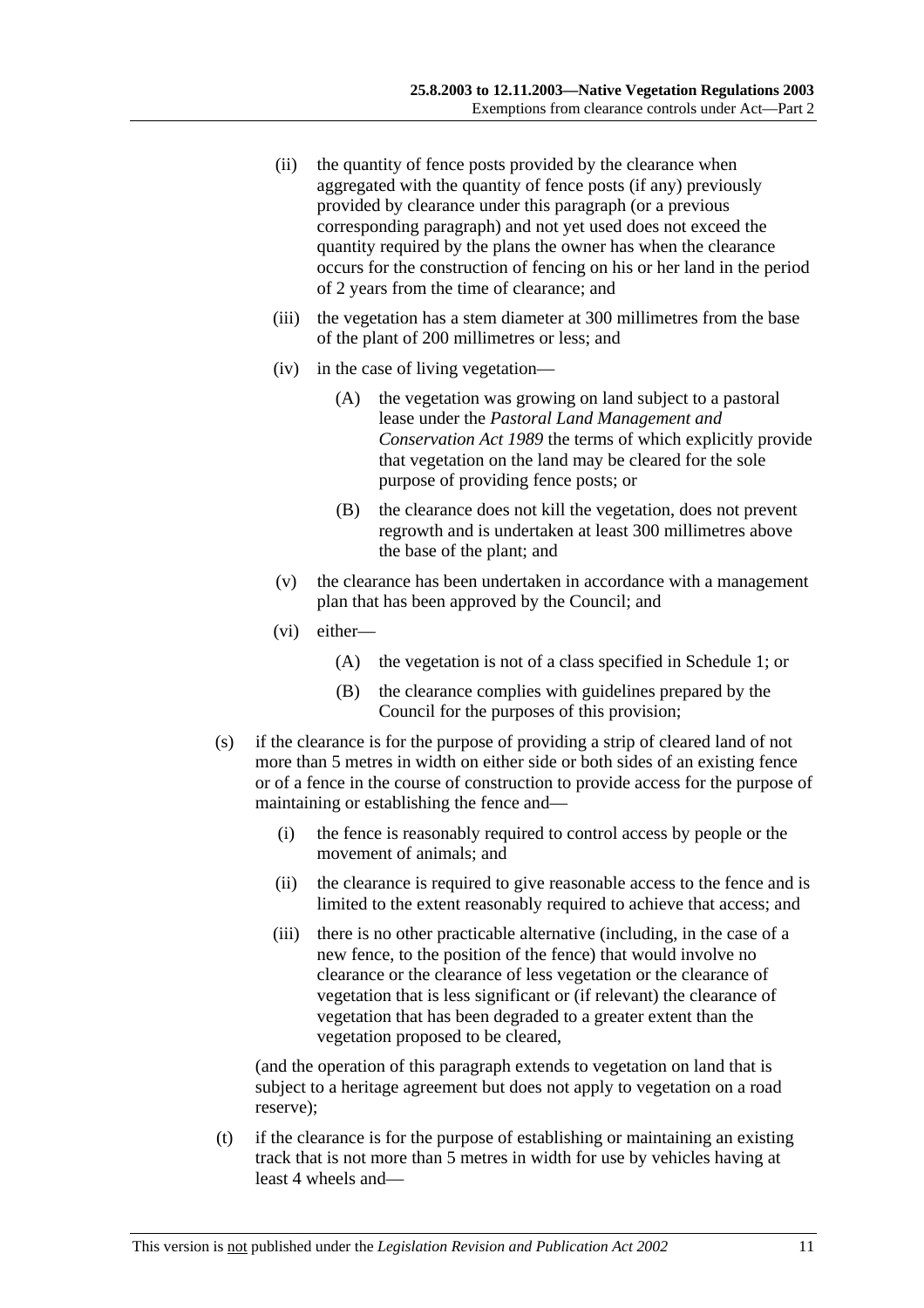(ii) the quantity of fence posts provided by the clearance when aggregated with the quantity of fence posts (if any) previously provided by clearance under this paragraph (or a previous corresponding paragraph) and not yet used does not exceed the quantity required by the plans the owner has when the clearance occurs for the construction of fencing on his or her land in the period of 2 years from the time of clearance; and

(iii) the vegetation has a stem diameter at 300 millimetres from the base of the plant of 200 millimetres or less; and

(iv) in the case of living vegetation—

(A) the vegetation was growing on land subject to a pastoral lease under the *Pastoral Land Management and Conservation Act 1989* the terms of which explicitly provide that vegetation on the land may be cleared for the sole purpose of providing fence posts; or

(B) the clearance does not kill the vegetation, does not prevent regrowth and is undertaken at least 300 millimetres above the base of the plant; and

(v) the clearance has been undertaken in accordance with a management plan that has been approved by the Council; and

(vi) either—

(A) the vegetation is not of a class specified in Schedule 1; or

(B) the clearance complies with guidelines prepared by the Council for the purposes of this provision;

(s) if the clearance is for the purpose of providing a strip of cleared land of not more than 5 metres in width on either side or both sides of an existing fence or of a fence in the course of construction to provide access for the purpose of maintaining or establishing the fence and—

(i) the fence is reasonably required to control access by people or the movement of animals; and

(ii) the clearance is required to give reasonable access to the fence and is limited to the extent reasonably required to achieve that access; and

(iii) there is no other practicable alternative (including, in the case of a new fence, to the position of the fence) that would involve no clearance or the clearance of less vegetation or the clearance of vegetation that is less significant or (if relevant) the clearance of vegetation that has been degraded to a greater extent than the vegetation proposed to be cleared,

(and the operation of this paragraph extends to vegetation on land that is subject to a heritage agreement but does not apply to vegetation on a road reserve);

(t) if the clearance is for the purpose of establishing or maintaining an existing track that is not more than 5 metres in width for use by vehicles having at least 4 wheels and—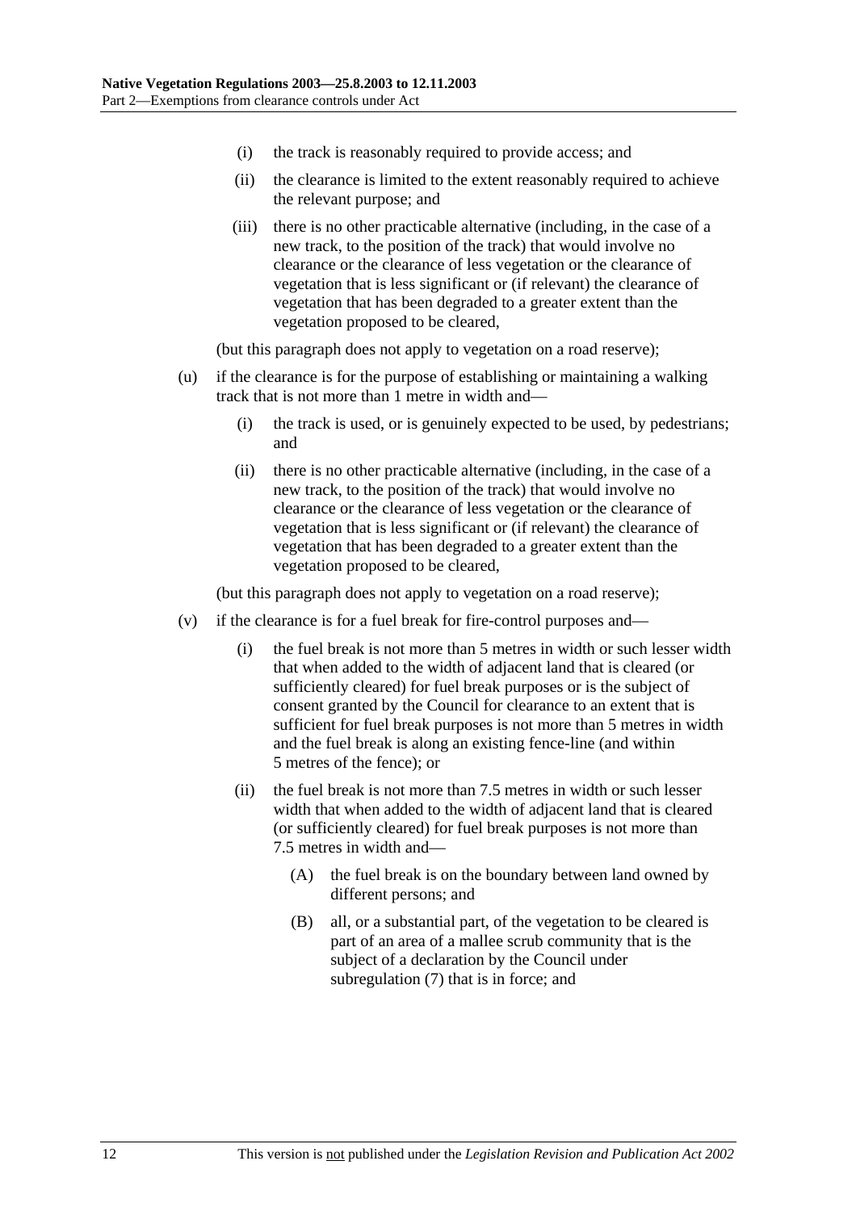- (i) the track is reasonably required to provide access; and
- (ii) the clearance is limited to the extent reasonably required to achieve the relevant purpose; and
- (iii) there is no other practicable alternative (including, in the case of a new track, to the position of the track) that would involve no clearance or the clearance of less vegetation or the clearance of vegetation that is less significant or (if relevant) the clearance of vegetation that has been degraded to a greater extent than the vegetation proposed to be cleared,

(but this paragraph does not apply to vegetation on a road reserve);

- (u) if the clearance is for the purpose of establishing or maintaining a walking track that is not more than 1 metre in width and—
  - (i) the track is used, or is genuinely expected to be used, by pedestrians; and
  - (ii) there is no other practicable alternative (including, in the case of a new track, to the position of the track) that would involve no clearance or the clearance of less vegetation or the clearance of vegetation that is less significant or (if relevant) the clearance of vegetation that has been degraded to a greater extent than the vegetation proposed to be cleared,

(but this paragraph does not apply to vegetation on a road reserve);

- (v) if the clearance is for a fuel break for fire-control purposes and—
  - (i) the fuel break is not more than 5 metres in width or such lesser width that when added to the width of adjacent land that is cleared (or sufficiently cleared) for fuel break purposes or is the subject of consent granted by the Council for clearance to an extent that is sufficient for fuel break purposes is not more than 5 metres in width and the fuel break is along an existing fence-line (and within 5 metres of the fence); or
  - (ii) the fuel break is not more than 7.5 metres in width or such lesser width that when added to the width of adjacent land that is cleared (or sufficiently cleared) for fuel break purposes is not more than 7.5 metres in width and—
    - (A) the fuel break is on the boundary between land owned by different persons; and
    - (B) all, or a substantial part, of the vegetation to be cleared is part of an area of a mallee scrub community that is the subject of a declaration by the Council under subregulation (7) that is in force; and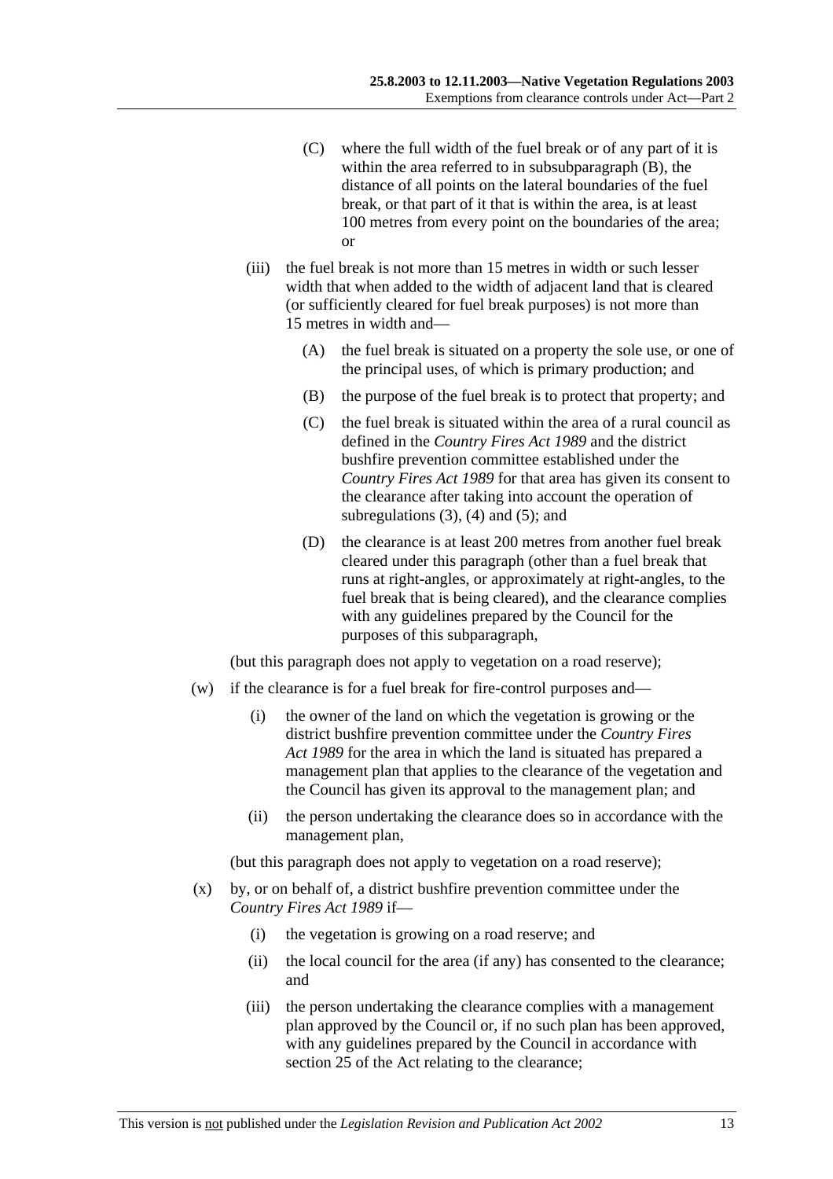(C) where the full width of the fuel break or of any part of it is within the area referred to in subsubparagraph (B), the distance of all points on the lateral boundaries of the fuel break, or that part of it that is within the area, is at least 100 metres from every point on the boundaries of the area; or

(iii) the fuel break is not more than 15 metres in width or such lesser width that when added to the width of adjacent land that is cleared (or sufficiently cleared for fuel break purposes) is not more than 15 metres in width and—

(A) the fuel break is situated on a property the sole use, or one of the principal uses, of which is primary production; and

(B) the purpose of the fuel break is to protect that property; and

(C) the fuel break is situated within the area of a rural council as defined in the *Country Fires Act 1989* and the district bushfire prevention committee established under the *Country Fires Act 1989* for that area has given its consent to the clearance after taking into account the operation of subregulations (3), (4) and (5); and

(D) the clearance is at least 200 metres from another fuel break cleared under this paragraph (other than a fuel break that runs at right-angles, or approximately at right-angles, to the fuel break that is being cleared), and the clearance complies with any guidelines prepared by the Council for the purposes of this subparagraph,

(but this paragraph does not apply to vegetation on a road reserve);

(w) if the clearance is for a fuel break for fire-control purposes and—

(i) the owner of the land on which the vegetation is growing or the district bushfire prevention committee under the *Country Fires Act 1989* for the area in which the land is situated has prepared a management plan that applies to the clearance of the vegetation and the Council has given its approval to the management plan; and

(ii) the person undertaking the clearance does so in accordance with the management plan,

(but this paragraph does not apply to vegetation on a road reserve);

(x) by, or on behalf of, a district bushfire prevention committee under the *Country Fires Act 1989* if—

(i) the vegetation is growing on a road reserve; and

(ii) the local council for the area (if any) has consented to the clearance; and

(iii) the person undertaking the clearance complies with a management plan approved by the Council or, if no such plan has been approved, with any guidelines prepared by the Council in accordance with section 25 of the Act relating to the clearance;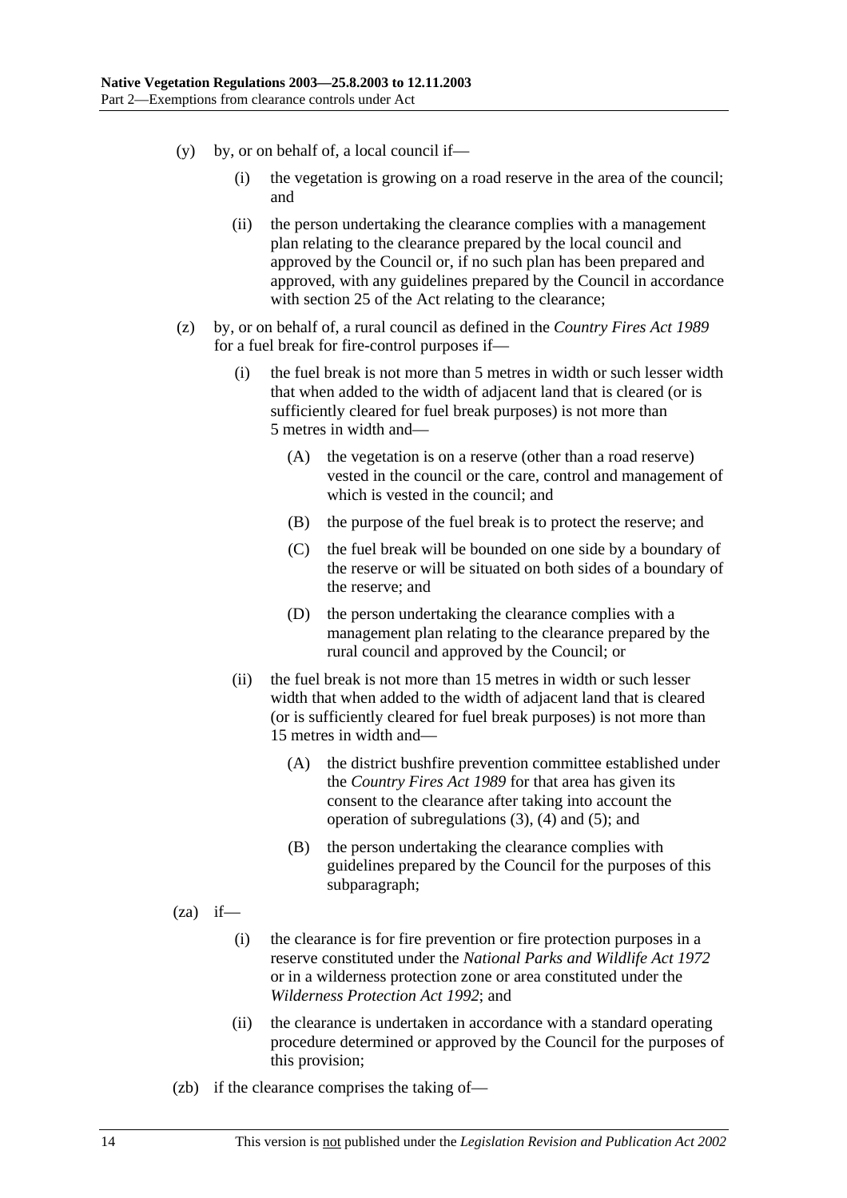(y) by, or on behalf of, a local council if—

   (i) the vegetation is growing on a road reserve in the area of the council; and

   (ii) the person undertaking the clearance complies with a management plan relating to the clearance prepared by the local council and approved by the Council or, if no such plan has been prepared and approved, with any guidelines prepared by the Council in accordance with section 25 of the Act relating to the clearance;

(z) by, or on behalf of, a rural council as defined in the *Country Fires Act 1989* for a fuel break for fire-control purposes if—

   (i) the fuel break is not more than 5 metres in width or such lesser width that when added to the width of adjacent land that is cleared (or is sufficiently cleared for fuel break purposes) is not more than 5 metres in width and—

      (A) the vegetation is on a reserve (other than a road reserve) vested in the council or the care, control and management of which is vested in the council; and

      (B) the purpose of the fuel break is to protect the reserve; and

      (C) the fuel break will be bounded on one side by a boundary of the reserve or will be situated on both sides of a boundary of the reserve; and

      (D) the person undertaking the clearance complies with a management plan relating to the clearance prepared by the rural council and approved by the Council; or

   (ii) the fuel break is not more than 15 metres in width or such lesser width that when added to the width of adjacent land that is cleared (or is sufficiently cleared for fuel break purposes) is not more than 15 metres in width and—

      (A) the district bushfire prevention committee established under the *Country Fires Act 1989* for that area has given its consent to the clearance after taking into account the operation of subregulations (3), (4) and (5); and

      (B) the person undertaking the clearance complies with guidelines prepared by the Council for the purposes of this subparagraph;

(za) if—

   (i) the clearance is for fire prevention or fire protection purposes in a reserve constituted under the *National Parks and Wildlife Act 1972* or in a wilderness protection zone or area constituted under the *Wilderness Protection Act 1992*; and

   (ii) the clearance is undertaken in accordance with a standard operating procedure determined or approved by the Council for the purposes of this provision;

(zb) if the clearance comprises the taking of—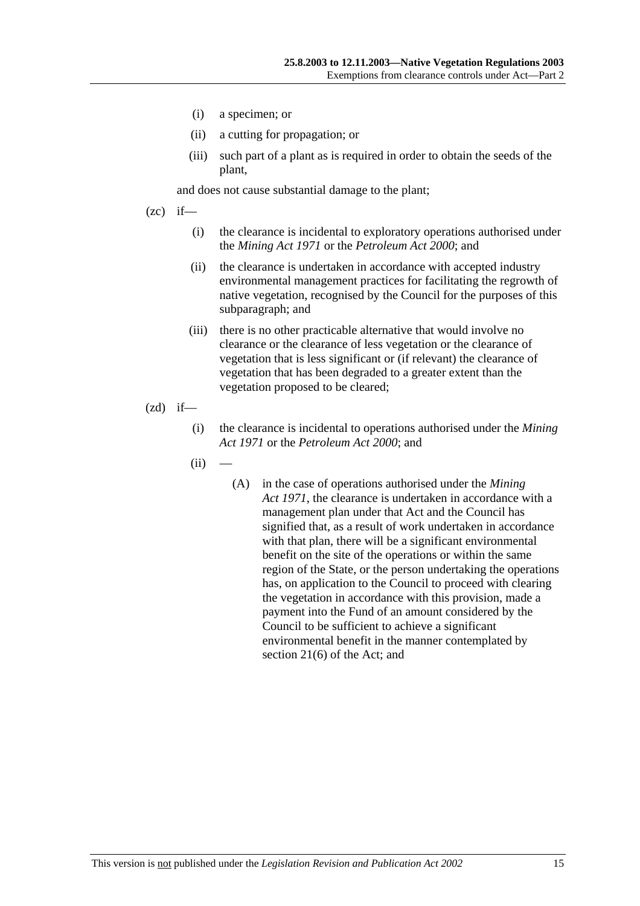(i) a specimen; or

(ii) a cutting for propagation; or

(iii) such part of a plant as is required in order to obtain the seeds of the plant,

and does not cause substantial damage to the plant;

(zc) if—

(i) the clearance is incidental to exploratory operations authorised under the *Mining Act 1971* or the *Petroleum Act 2000*; and

(ii) the clearance is undertaken in accordance with accepted industry environmental management practices for facilitating the regrowth of native vegetation, recognised by the Council for the purposes of this subparagraph; and

(iii) there is no other practicable alternative that would involve no clearance or the clearance of less vegetation or the clearance of vegetation that is less significant or (if relevant) the clearance of vegetation that has been degraded to a greater extent than the vegetation proposed to be cleared;

(zd) if—

(i) the clearance is incidental to operations authorised under the *Mining Act 1971* or the *Petroleum Act 2000*; and

(ii) —

(A) in the case of operations authorised under the *Mining Act 1971*, the clearance is undertaken in accordance with a management plan under that Act and the Council has signified that, as a result of work undertaken in accordance with that plan, there will be a significant environmental benefit on the site of the operations or within the same region of the State, or the person undertaking the operations has, on application to the Council to proceed with clearing the vegetation in accordance with this provision, made a payment into the Fund of an amount considered by the Council to be sufficient to achieve a significant environmental benefit in the manner contemplated by section 21(6) of the Act; and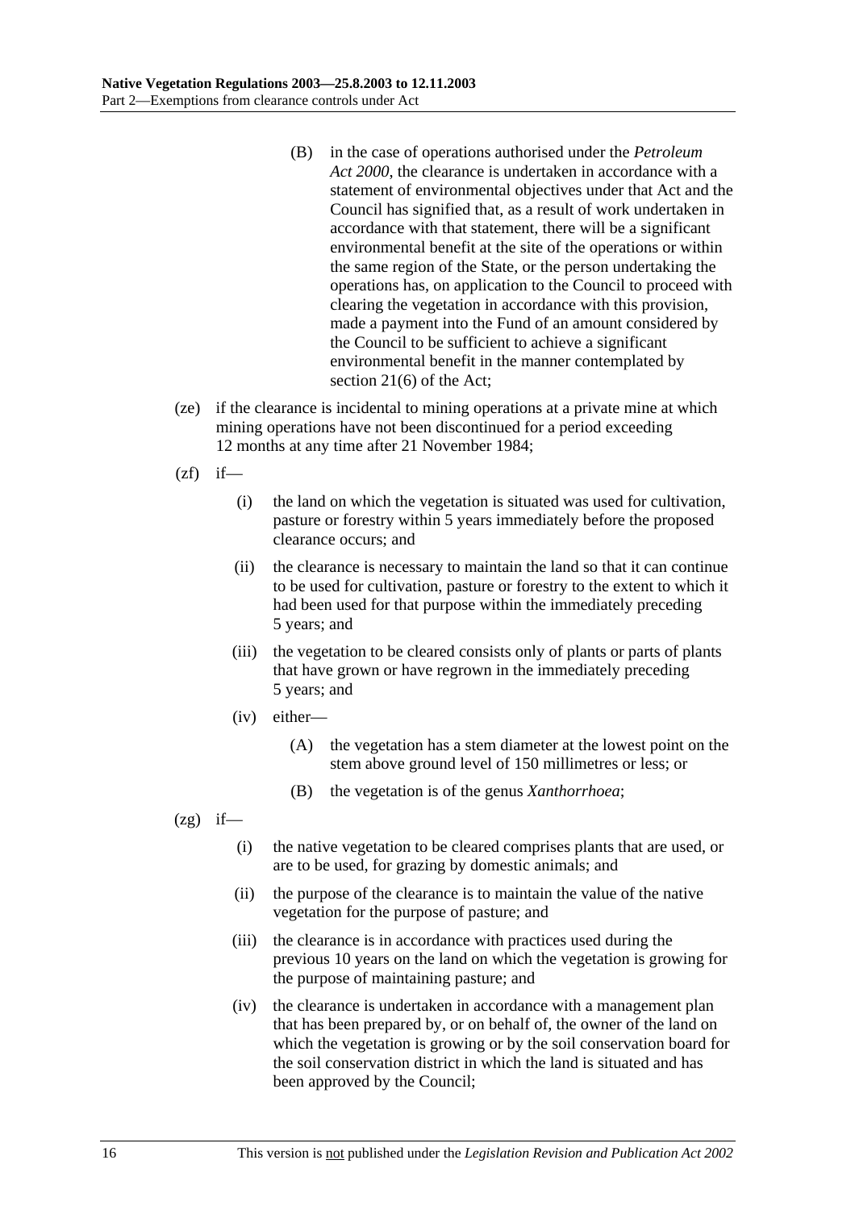(B) in the case of operations authorised under the *Petroleum Act 2000*, the clearance is undertaken in accordance with a statement of environmental objectives under that Act and the Council has signified that, as a result of work undertaken in accordance with that statement, there will be a significant environmental benefit at the site of the operations or within the same region of the State, or the person undertaking the operations has, on application to the Council to proceed with clearing the vegetation in accordance with this provision, made a payment into the Fund of an amount considered by the Council to be sufficient to achieve a significant environmental benefit in the manner contemplated by section 21(6) of the Act;

(ze) if the clearance is incidental to mining operations at a private mine at which mining operations have not been discontinued for a period exceeding 12 months at any time after 21 November 1984;

(zf) if—

(i) the land on which the vegetation is situated was used for cultivation, pasture or forestry within 5 years immediately before the proposed clearance occurs; and

(ii) the clearance is necessary to maintain the land so that it can continue to be used for cultivation, pasture or forestry to the extent to which it had been used for that purpose within the immediately preceding 5 years; and

(iii) the vegetation to be cleared consists only of plants or parts of plants that have grown or have regrown in the immediately preceding 5 years; and

(iv) either—

(A) the vegetation has a stem diameter at the lowest point on the stem above ground level of 150 millimetres or less; or

(B) the vegetation is of the genus *Xanthorrhoea*;

(zg) if—

(i) the native vegetation to be cleared comprises plants that are used, or are to be used, for grazing by domestic animals; and

(ii) the purpose of the clearance is to maintain the value of the native vegetation for the purpose of pasture; and

(iii) the clearance is in accordance with practices used during the previous 10 years on the land on which the vegetation is growing for the purpose of maintaining pasture; and

(iv) the clearance is undertaken in accordance with a management plan that has been prepared by, or on behalf of, the owner of the land on which the vegetation is growing or by the soil conservation board for the soil conservation district in which the land is situated and has been approved by the Council;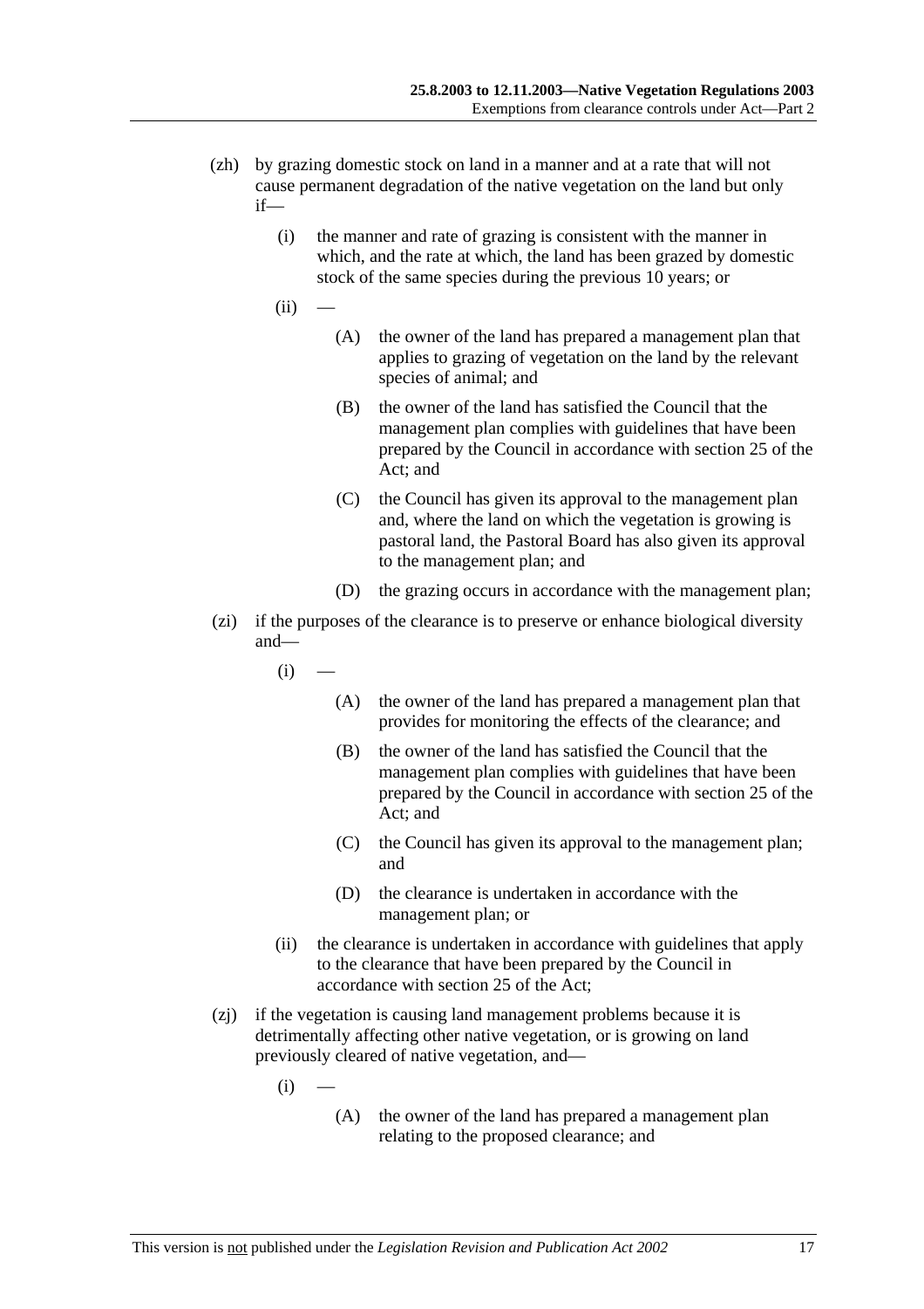(zh) by grazing domestic stock on land in a manner and at a rate that will not cause permanent degradation of the native vegetation on the land but only if—

   (i) the manner and rate of grazing is consistent with the manner in which, and the rate at which, the land has been grazed by domestic stock of the same species during the previous 10 years; or

   (ii) —

      (A) the owner of the land has prepared a management plan that applies to grazing of vegetation on the land by the relevant species of animal; and

      (B) the owner of the land has satisfied the Council that the management plan complies with guidelines that have been prepared by the Council in accordance with section 25 of the Act; and

      (C) the Council has given its approval to the management plan and, where the land on which the vegetation is growing is pastoral land, the Pastoral Board has also given its approval to the management plan; and

      (D) the grazing occurs in accordance with the management plan;

(zi) if the purposes of the clearance is to preserve or enhance biological diversity and—

   (i) —

      (A) the owner of the land has prepared a management plan that provides for monitoring the effects of the clearance; and

      (B) the owner of the land has satisfied the Council that the management plan complies with guidelines that have been prepared by the Council in accordance with section 25 of the Act; and

      (C) the Council has given its approval to the management plan; and

      (D) the clearance is undertaken in accordance with the management plan; or

   (ii) the clearance is undertaken in accordance with guidelines that apply to the clearance that have been prepared by the Council in accordance with section 25 of the Act;

(zj) if the vegetation is causing land management problems because it is detrimentally affecting other native vegetation, or is growing on land previously cleared of native vegetation, and—

   (i) —

      (A) the owner of the land has prepared a management plan relating to the proposed clearance; and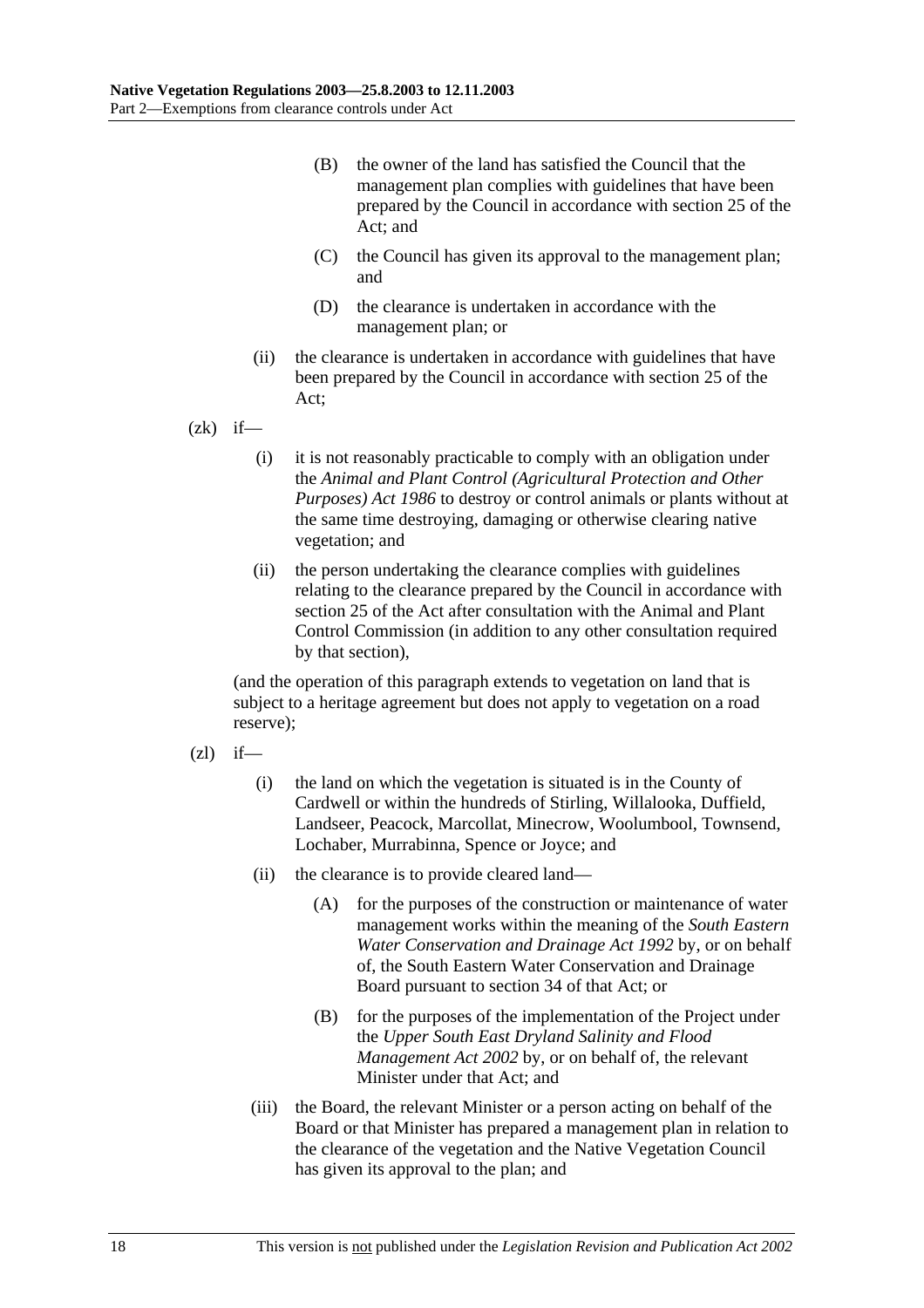(B) the owner of the land has satisfied the Council that the management plan complies with guidelines that have been prepared by the Council in accordance with section 25 of the Act; and

(C) the Council has given its approval to the management plan; and

(D) the clearance is undertaken in accordance with the management plan; or

(ii) the clearance is undertaken in accordance with guidelines that have been prepared by the Council in accordance with section 25 of the Act;

(zk) if—

(i) it is not reasonably practicable to comply with an obligation under the *Animal and Plant Control (Agricultural Protection and Other Purposes) Act 1986* to destroy or control animals or plants without at the same time destroying, damaging or otherwise clearing native vegetation; and

(ii) the person undertaking the clearance complies with guidelines relating to the clearance prepared by the Council in accordance with section 25 of the Act after consultation with the Animal and Plant Control Commission (in addition to any other consultation required by that section),

(and the operation of this paragraph extends to vegetation on land that is subject to a heritage agreement but does not apply to vegetation on a road reserve);

(zl) if—

(i) the land on which the vegetation is situated is in the County of Cardwell or within the hundreds of Stirling, Willalooka, Duffield, Landseer, Peacock, Marcollat, Minecrow, Woolumbool, Townsend, Lochaber, Murrabinna, Spence or Joyce; and

(ii) the clearance is to provide cleared land—

(A) for the purposes of the construction or maintenance of water management works within the meaning of the *South Eastern Water Conservation and Drainage Act 1992* by, or on behalf of, the South Eastern Water Conservation and Drainage Board pursuant to section 34 of that Act; or

(B) for the purposes of the implementation of the Project under the *Upper South East Dryland Salinity and Flood Management Act 2002* by, or on behalf of, the relevant Minister under that Act; and

(iii) the Board, the relevant Minister or a person acting on behalf of the Board or that Minister has prepared a management plan in relation to the clearance of the vegetation and the Native Vegetation Council has given its approval to the plan; and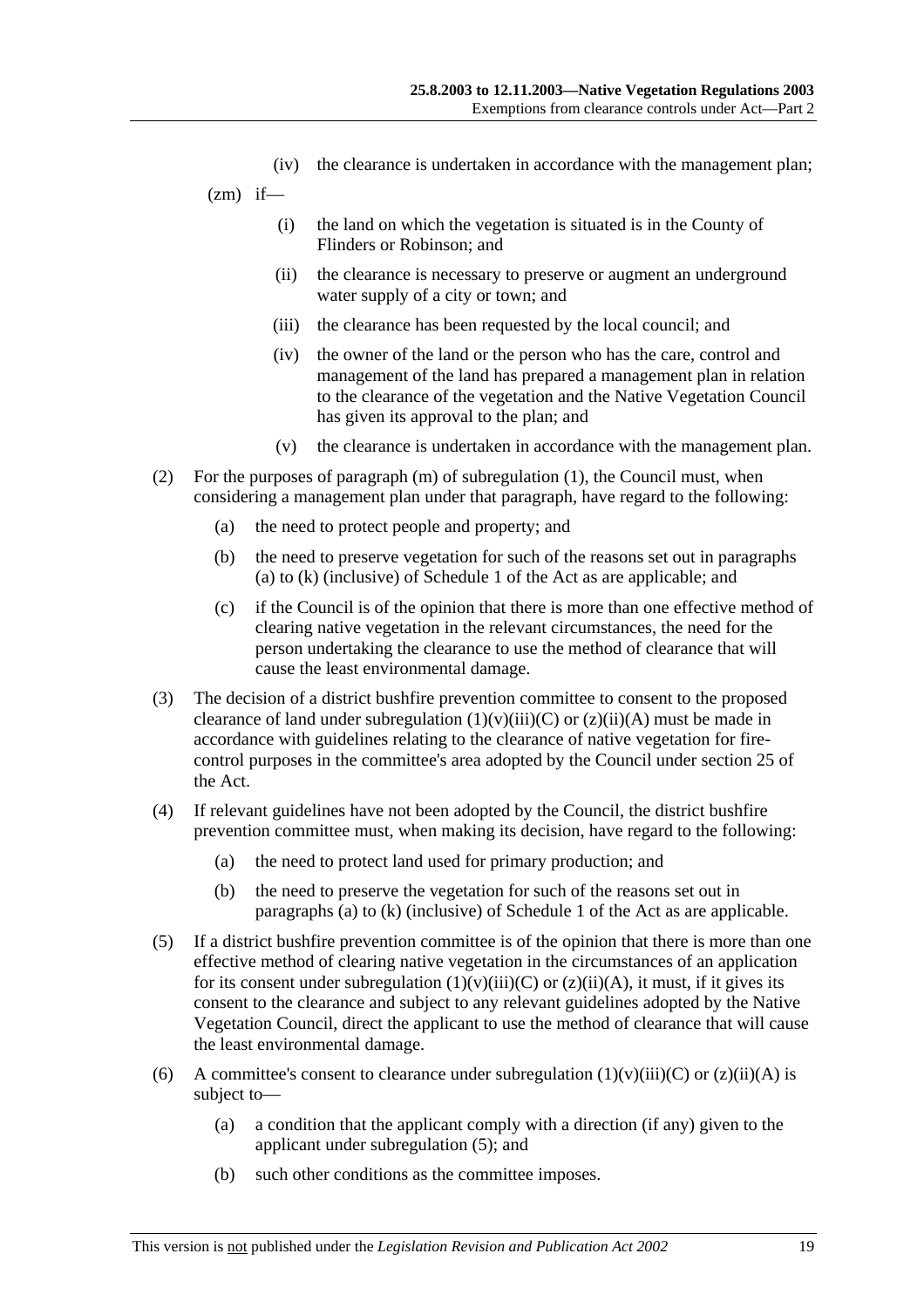(iv) the clearance is undertaken in accordance with the management plan;

(zm) if—

(i) the land on which the vegetation is situated is in the County of Flinders or Robinson; and

(ii) the clearance is necessary to preserve or augment an underground water supply of a city or town; and

(iii) the clearance has been requested by the local council; and

(iv) the owner of the land or the person who has the care, control and management of the land has prepared a management plan in relation to the clearance of the vegetation and the Native Vegetation Council has given its approval to the plan; and

(v) the clearance is undertaken in accordance with the management plan.

(2) For the purposes of paragraph (m) of subregulation (1), the Council must, when considering a management plan under that paragraph, have regard to the following:

(a) the need to protect people and property; and

(b) the need to preserve vegetation for such of the reasons set out in paragraphs (a) to (k) (inclusive) of Schedule 1 of the Act as are applicable; and

(c) if the Council is of the opinion that there is more than one effective method of clearing native vegetation in the relevant circumstances, the need for the person undertaking the clearance to use the method of clearance that will cause the least environmental damage.

(3) The decision of a district bushfire prevention committee to consent to the proposed clearance of land under subregulation (1)(v)(iii)(C) or (z)(ii)(A) must be made in accordance with guidelines relating to the clearance of native vegetation for fire-control purposes in the committee's area adopted by the Council under section 25 of the Act.

(4) If relevant guidelines have not been adopted by the Council, the district bushfire prevention committee must, when making its decision, have regard to the following:

(a) the need to protect land used for primary production; and

(b) the need to preserve the vegetation for such of the reasons set out in paragraphs (a) to (k) (inclusive) of Schedule 1 of the Act as are applicable.

(5) If a district bushfire prevention committee is of the opinion that there is more than one effective method of clearing native vegetation in the circumstances of an application for its consent under subregulation (1)(v)(iii)(C) or (z)(ii)(A), it must, if it gives its consent to the clearance and subject to any relevant guidelines adopted by the Native Vegetation Council, direct the applicant to use the method of clearance that will cause the least environmental damage.

(6) A committee's consent to clearance under subregulation (1)(v)(iii)(C) or (z)(ii)(A) is subject to—

(a) a condition that the applicant comply with a direction (if any) given to the applicant under subregulation (5); and

(b) such other conditions as the committee imposes.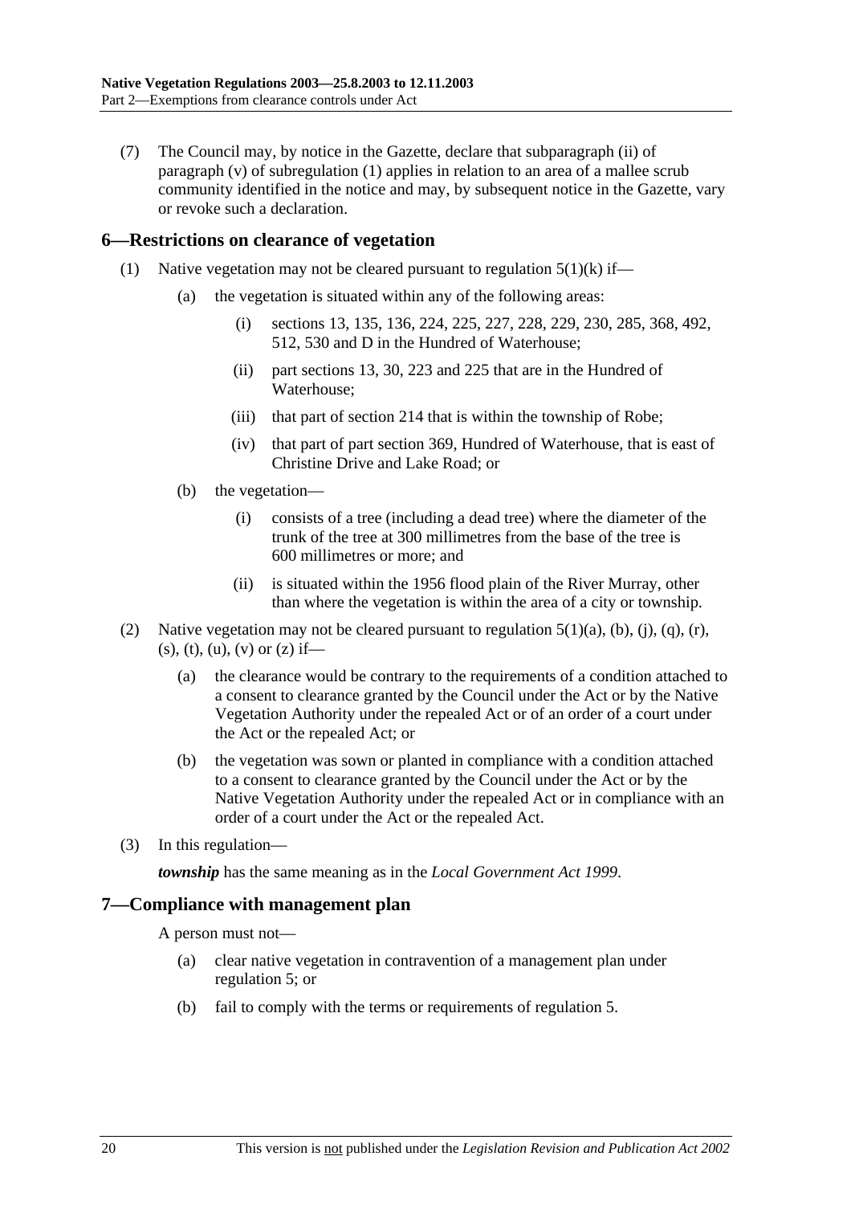(7) The Council may, by notice in the Gazette, declare that subparagraph (ii) of paragraph (v) of subregulation (1) applies in relation to an area of a mallee scrub community identified in the notice and may, by subsequent notice in the Gazette, vary or revoke such a declaration.

## 6—Restrictions on clearance of vegetation

(1) Native vegetation may not be cleared pursuant to regulation 5(1)(k) if—

(a) the vegetation is situated within any of the following areas:

(i) sections 13, 135, 136, 224, 225, 227, 228, 229, 230, 285, 368, 492, 512, 530 and D in the Hundred of Waterhouse;

(ii) part sections 13, 30, 223 and 225 that are in the Hundred of Waterhouse;

(iii) that part of section 214 that is within the township of Robe;

(iv) that part of part section 369, Hundred of Waterhouse, that is east of Christine Drive and Lake Road; or

(b) the vegetation—

(i) consists of a tree (including a dead tree) where the diameter of the trunk of the tree at 300 millimetres from the base of the tree is 600 millimetres or more; and

(ii) is situated within the 1956 flood plain of the River Murray, other than where the vegetation is within the area of a city or township.

(2) Native vegetation may not be cleared pursuant to regulation 5(1)(a), (b), (j), (q), (r), (s), (t), (u), (v) or (z) if—

(a) the clearance would be contrary to the requirements of a condition attached to a consent to clearance granted by the Council under the Act or by the Native Vegetation Authority under the repealed Act or of an order of a court under the Act or the repealed Act; or

(b) the vegetation was sown or planted in compliance with a condition attached to a consent to clearance granted by the Council under the Act or by the Native Vegetation Authority under the repealed Act or in compliance with an order of a court under the Act or the repealed Act.

(3) In this regulation—

***township*** has the same meaning as in the *Local Government Act 1999*.

## 7—Compliance with management plan

A person must not—

(a) clear native vegetation in contravention of a management plan under regulation 5; or

(b) fail to comply with the terms or requirements of regulation 5.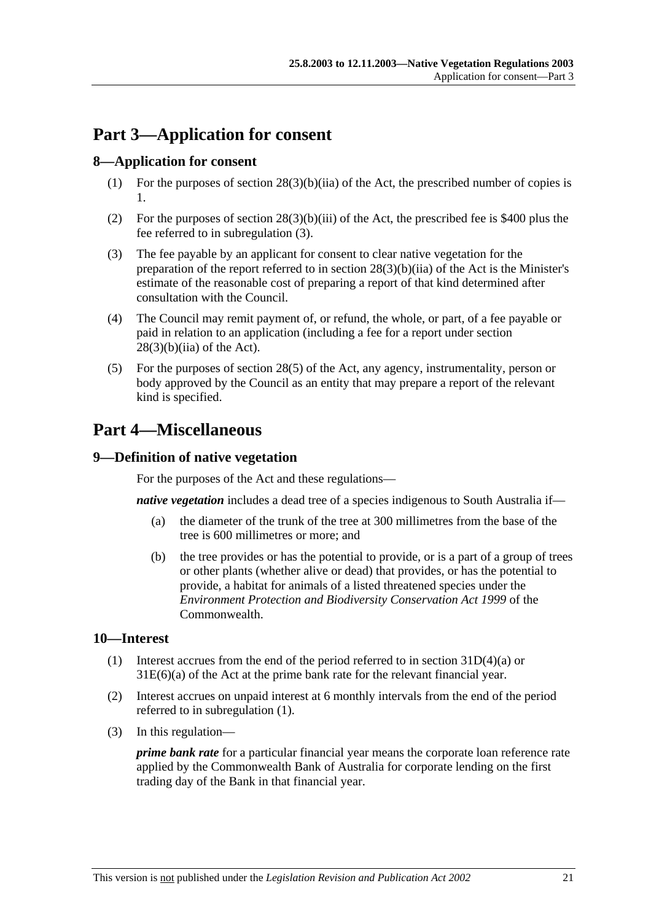# Part 3—Application for consent

## 8—Application for consent

(1) For the purposes of section 28(3)(b)(iia) of the Act, the prescribed number of copies is 1.

(2) For the purposes of section 28(3)(b)(iii) of the Act, the prescribed fee is $400 plus the fee referred to in subregulation (3).

(3) The fee payable by an applicant for consent to clear native vegetation for the preparation of the report referred to in section 28(3)(b)(iia) of the Act is the Minister's estimate of the reasonable cost of preparing a report of that kind determined after consultation with the Council.

(4) The Council may remit payment of, or refund, the whole, or part, of a fee payable or paid in relation to an application (including a fee for a report under section 28(3)(b)(iia) of the Act).

(5) For the purposes of section 28(5) of the Act, any agency, instrumentality, person or body approved by the Council as an entity that may prepare a report of the relevant kind is specified.

# Part 4—Miscellaneous

## 9—Definition of native vegetation

For the purposes of the Act and these regulations—

***native vegetation*** includes a dead tree of a species indigenous to South Australia if—

(a) the diameter of the trunk of the tree at 300 millimetres from the base of the tree is 600 millimetres or more; and

(b) the tree provides or has the potential to provide, or is a part of a group of trees or other plants (whether alive or dead) that provides, or has the potential to provide, a habitat for animals of a listed threatened species under the *Environment Protection and Biodiversity Conservation Act 1999* of the Commonwealth.

## 10—Interest

(1) Interest accrues from the end of the period referred to in section 31D(4)(a) or 31E(6)(a) of the Act at the prime bank rate for the relevant financial year.

(2) Interest accrues on unpaid interest at 6 monthly intervals from the end of the period referred to in subregulation (1).

(3) In this regulation—

***prime bank rate*** for a particular financial year means the corporate loan reference rate applied by the Commonwealth Bank of Australia for corporate lending on the first trading day of the Bank in that financial year.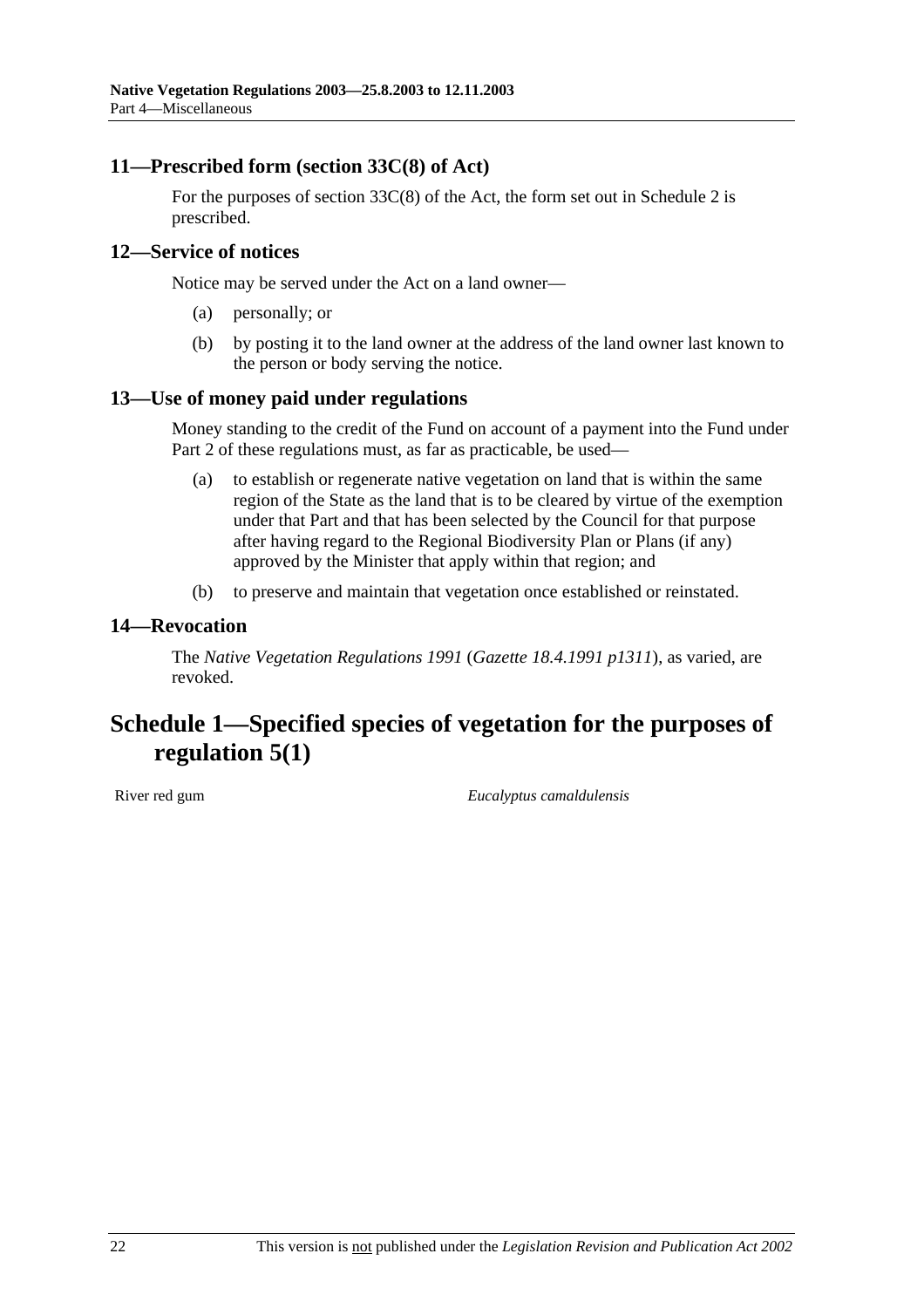### 11—Prescribed form (section 33C(8) of Act)

For the purposes of section 33C(8) of the Act, the form set out in Schedule 2 is prescribed.

### 12—Service of notices

Notice may be served under the Act on a land owner—

(a) personally; or

(b) by posting it to the land owner at the address of the land owner last known to the person or body serving the notice.

### 13—Use of money paid under regulations

Money standing to the credit of the Fund on account of a payment into the Fund under Part 2 of these regulations must, as far as practicable, be used—

(a) to establish or regenerate native vegetation on land that is within the same region of the State as the land that is to be cleared by virtue of the exemption under that Part and that has been selected by the Council for that purpose after having regard to the Regional Biodiversity Plan or Plans (if any) approved by the Minister that apply within that region; and

(b) to preserve and maintain that vegetation once established or reinstated.

### 14—Revocation

The *Native Vegetation Regulations 1991* (*Gazette 18.4.1991 p1311*), as varied, are revoked.

## Schedule 1—Specified species of vegetation for the purposes of regulation 5(1)

| | |
|---|---|
| River red gum | *Eucalyptus camaldulensis* |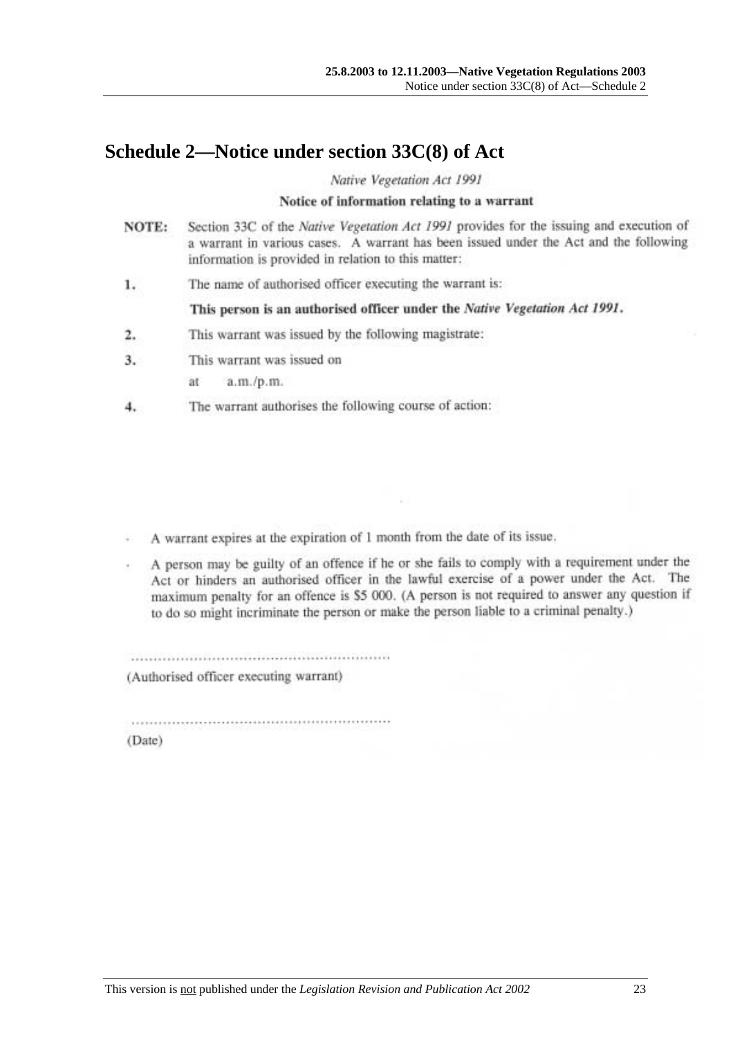# Schedule 2—Notice under section 33C(8) of Act

*Native Vegetation Act 1991*

**Notice of information relating to a warrant**

**NOTE:** Section 33C of the *Native Vegetation Act 1991* provides for the issuing and execution of a warrant in various cases. A warrant has been issued under the Act and the following information is provided in relation to this matter:

1. The name of authorised officer executing the warrant is:

   **This person is an authorised officer under the *Native Vegetation Act 1991*.**

2. This warrant was issued by the following magistrate:

3. This warrant was issued on

   at a.m./p.m.

4. The warrant authorises the following course of action:

- A warrant expires at the expiration of 1 month from the date of its issue.
- A person may be guilty of an offence if he or she fails to comply with a requirement under the Act or hinders an authorised officer in the lawful exercise of a power under the Act. The maximum penalty for an offence is $5 000. (A person is not required to answer any question if to do so might incriminate the person or make the person liable to a criminal penalty.)

............................................................

(Authorised officer executing warrant)

............................................................

(Date)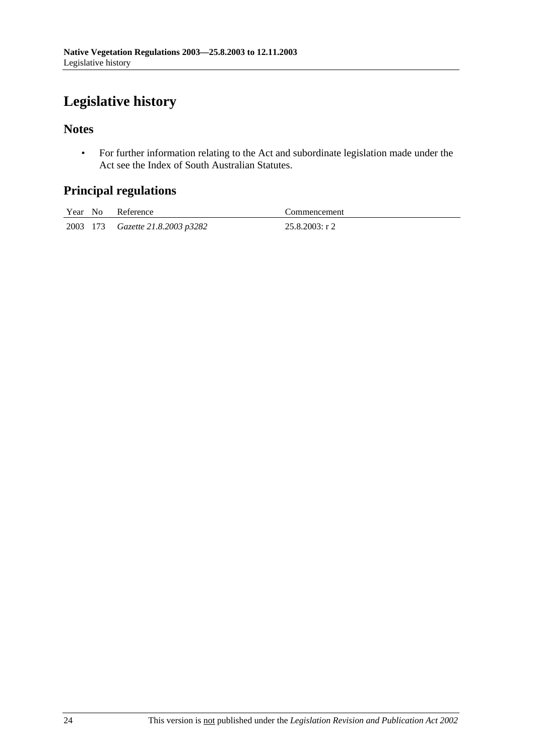# Legislative history

## Notes

- For further information relating to the Act and subordinate legislation made under the Act see the Index of South Australian Statutes.

## Principal regulations

| Year | No | Reference | Commencement |
|---|---|---|---|
| 2003 | 173 | *Gazette 21.8.2003 p3282* | 25.8.2003: r 2 |